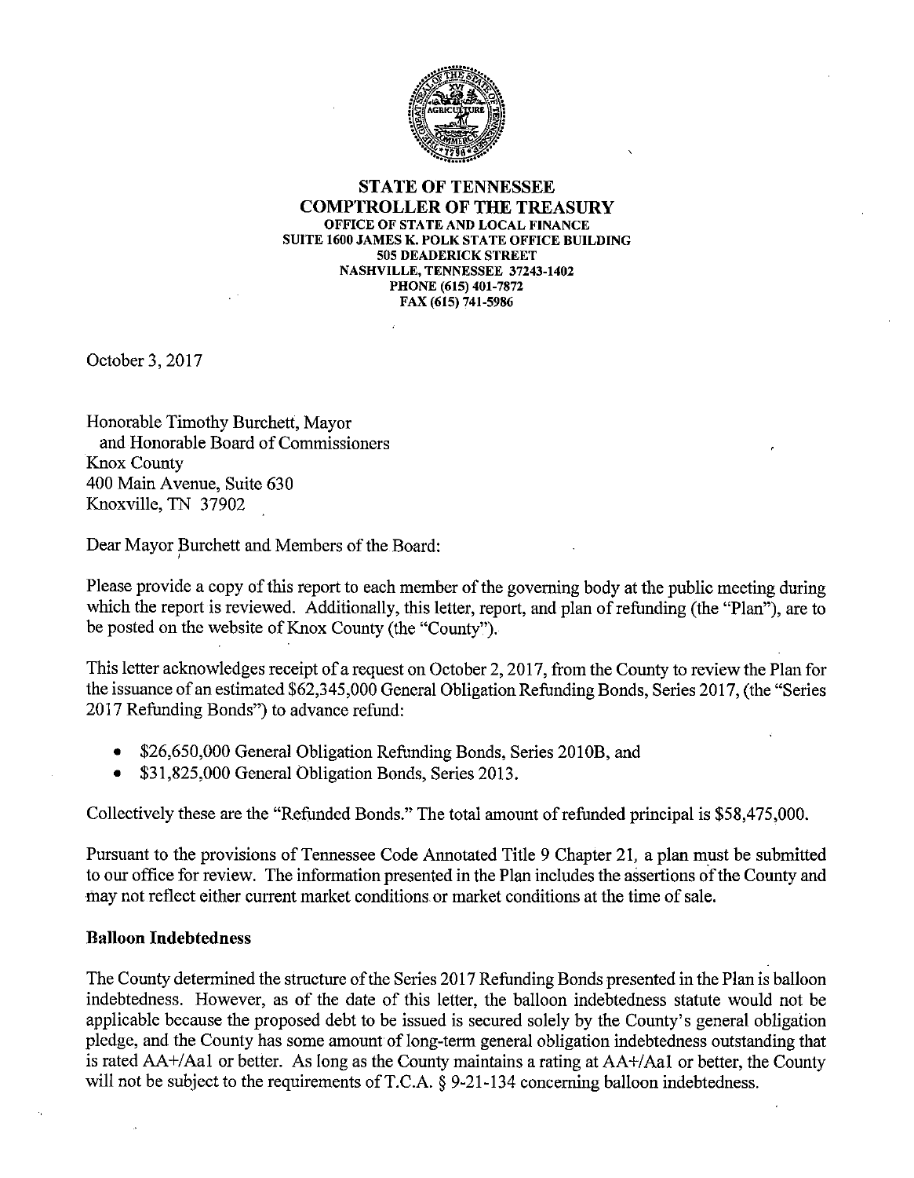**STATE OF TENNESSEE**
**COMPTROLLER OF THE TREASURY**
**OFFICE OF STATE AND LOCAL FINANCE**
**SUITE 1600 JAMES K. POLK STATE OFFICE BUILDING**
**505 DEADERICK STREET**
**NASHVILLE, TENNESSEE 37243-1402**
**PHONE (615) 401-7872**
**FAX (615) 741-5986**

October 3, 2017

Honorable Timothy Burchett, Mayor
and Honorable Board of Commissioners
Knox County
400 Main Avenue, Suite 630
Knoxville, TN 37902

Dear Mayor Burchett and Members of the Board:

Please provide a copy of this report to each member of the governing body at the public meeting during which the report is reviewed. Additionally, this letter, report, and plan of refunding (the "Plan"), are to be posted on the website of Knox County (the "County").

This letter acknowledges receipt of a request on October 2, 2017, from the County to review the Plan for the issuance of an estimated $62,345,000 General Obligation Refunding Bonds, Series 2017, (the "Series 2017 Refunding Bonds") to advance refund:

- $26,650,000 General Obligation Refunding Bonds, Series 2010B, and
- $31,825,000 General Obligation Bonds, Series 2013.

Collectively these are the "Refunded Bonds." The total amount of refunded principal is $58,475,000.

Pursuant to the provisions of Tennessee Code Annotated Title 9 Chapter 21, a plan must be submitted to our office for review. The information presented in the Plan includes the assertions of the County and may not reflect either current market conditions or market conditions at the time of sale.

**Balloon Indebtedness**

The County determined the structure of the Series 2017 Refunding Bonds presented in the Plan is balloon indebtedness. However, as of the date of this letter, the balloon indebtedness statute would not be applicable because the proposed debt to be issued is secured solely by the County's general obligation pledge, and the County has some amount of long-term general obligation indebtedness outstanding that is rated AA+/Aa1 or better. As long as the County maintains a rating at AA+/Aa1 or better, the County will not be subject to the requirements of T.C.A. § 9-21-134 concerning balloon indebtedness.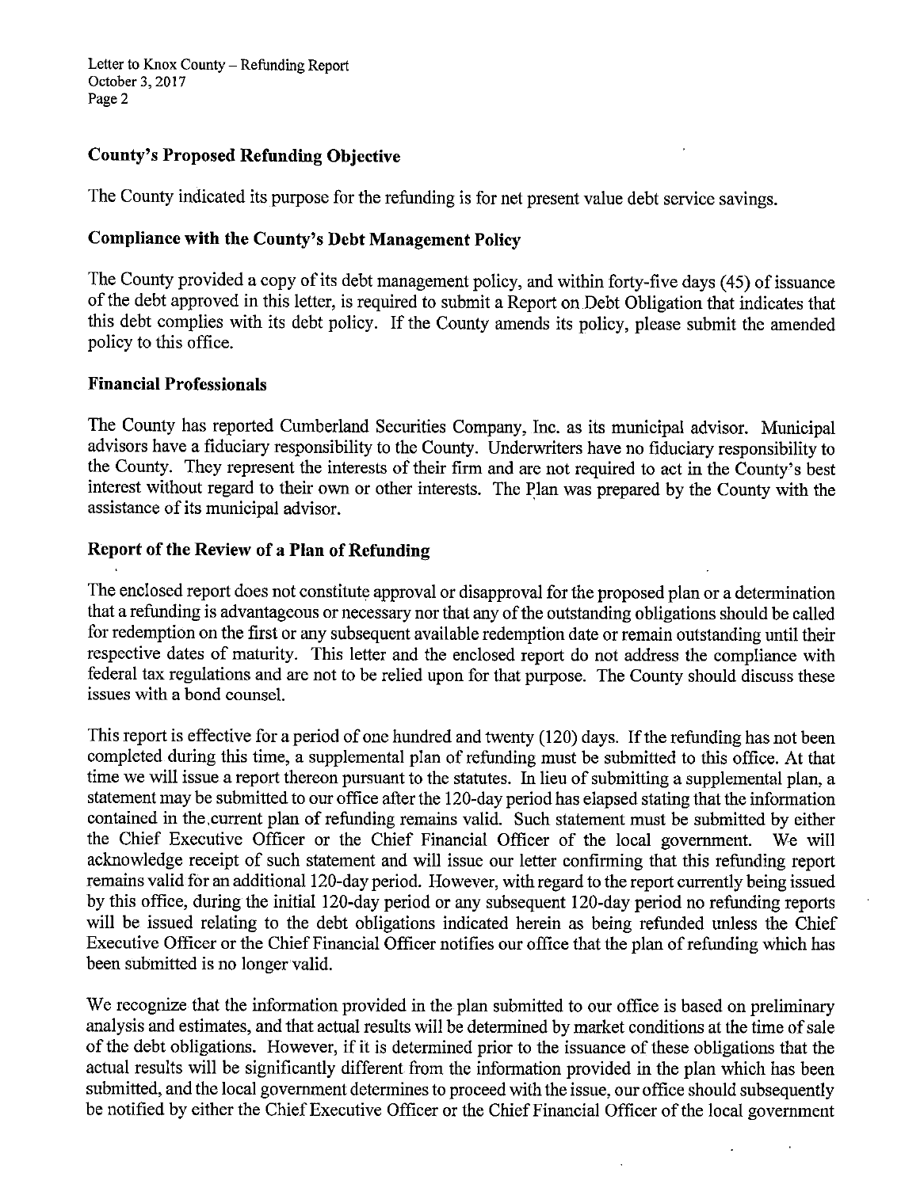## County's Proposed Refunding Objective

The County indicated its purpose for the refunding is for net present value debt service savings.

## Compliance with the County's Debt Management Policy

The County provided a copy of its debt management policy, and within forty-five days (45) of issuance of the debt approved in this letter, is required to submit a Report on Debt Obligation that indicates that this debt complies with its debt policy. If the County amends its policy, please submit the amended policy to this office.

## Financial Professionals

The County has reported Cumberland Securities Company, Inc. as its municipal advisor. Municipal advisors have a fiduciary responsibility to the County. Underwriters have no fiduciary responsibility to the County. They represent the interests of their firm and are not required to act in the County's best interest without regard to their own or other interests. The Plan was prepared by the County with the assistance of its municipal advisor.

## Report of the Review of a Plan of Refunding

The enclosed report does not constitute approval or disapproval for the proposed plan or a determination that a refunding is advantageous or necessary nor that any of the outstanding obligations should be called for redemption on the first or any subsequent available redemption date or remain outstanding until their respective dates of maturity. This letter and the enclosed report do not address the compliance with federal tax regulations and are not to be relied upon for that purpose. The County should discuss these issues with a bond counsel.

This report is effective for a period of one hundred and twenty (120) days. If the refunding has not been completed during this time, a supplemental plan of refunding must be submitted to this office. At that time we will issue a report thereon pursuant to the statutes. In lieu of submitting a supplemental plan, a statement may be submitted to our office after the 120-day period has elapsed stating that the information contained in the current plan of refunding remains valid. Such statement must be submitted by either the Chief Executive Officer or the Chief Financial Officer of the local government. We will acknowledge receipt of such statement and will issue our letter confirming that this refunding report remains valid for an additional 120-day period. However, with regard to the report currently being issued by this office, during the initial 120-day period or any subsequent 120-day period no refunding reports will be issued relating to the debt obligations indicated herein as being refunded unless the Chief Executive Officer or the Chief Financial Officer notifies our office that the plan of refunding which has been submitted is no longer valid.

We recognize that the information provided in the plan submitted to our office is based on preliminary analysis and estimates, and that actual results will be determined by market conditions at the time of sale of the debt obligations. However, if it is determined prior to the issuance of these obligations that the actual results will be significantly different from the information provided in the plan which has been submitted, and the local government determines to proceed with the issue, our office should subsequently be notified by either the Chief Executive Officer or the Chief Financial Officer of the local government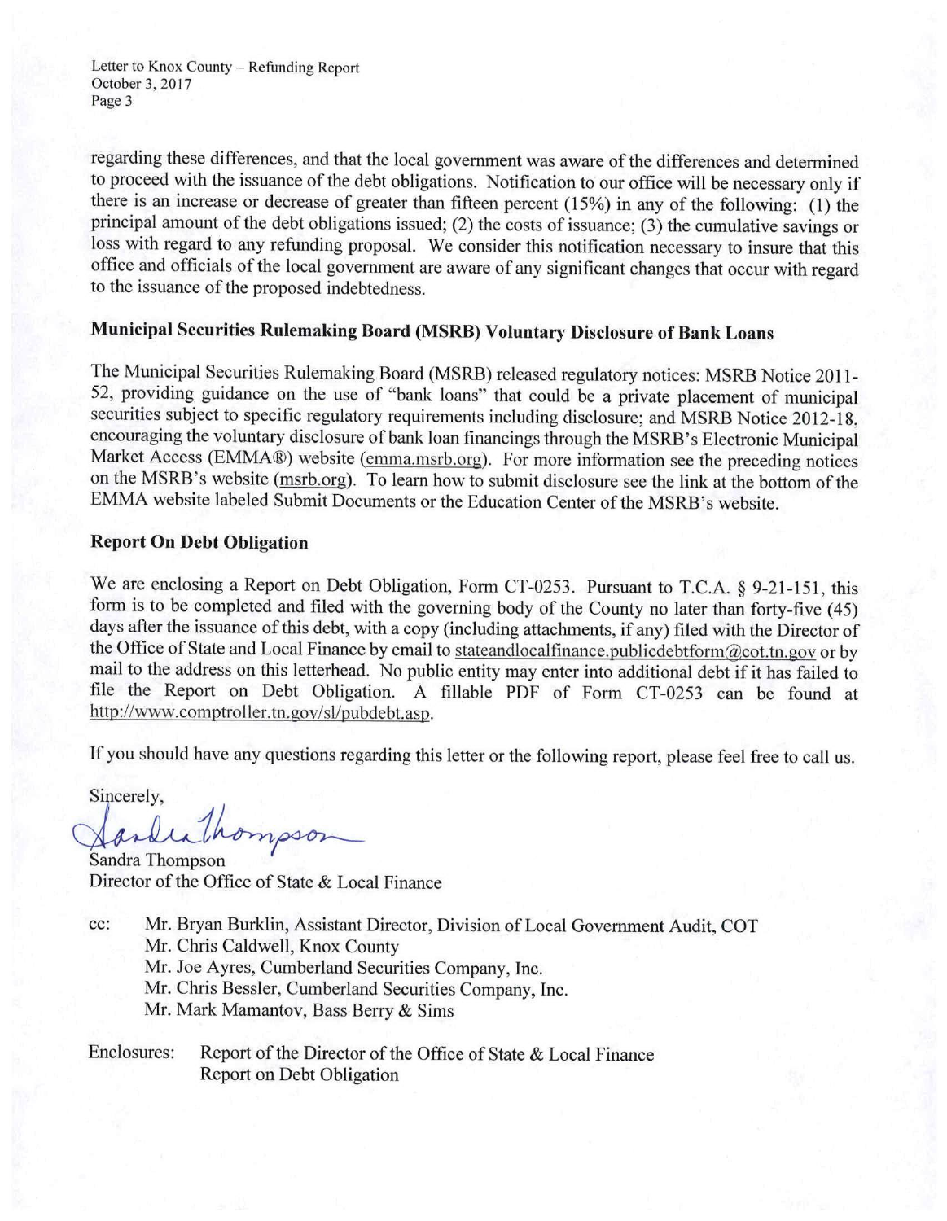regarding these differences, and that the local government was aware of the differences and determined to proceed with the issuance of the debt obligations. Notification to our office will be necessary only if there is an increase or decrease of greater than fifteen percent (15%) in any of the following: (1) the principal amount of the debt obligations issued; (2) the costs of issuance; (3) the cumulative savings or loss with regard to any refunding proposal. We consider this notification necessary to insure that this office and officials of the local government are aware of any significant changes that occur with regard to the issuance of the proposed indebtedness.

**Municipal Securities Rulemaking Board (MSRB) Voluntary Disclosure of Bank Loans**

The Municipal Securities Rulemaking Board (MSRB) released regulatory notices: MSRB Notice 2011-52, providing guidance on the use of "bank loans" that could be a private placement of municipal securities subject to specific regulatory requirements including disclosure; and MSRB Notice 2012-18, encouraging the voluntary disclosure of bank loan financings through the MSRB's Electronic Municipal Market Access (EMMA®) website (emma.msrb.org). For more information see the preceding notices on the MSRB's website (msrb.org). To learn how to submit disclosure see the link at the bottom of the EMMA website labeled Submit Documents or the Education Center of the MSRB's website.

**Report On Debt Obligation**

We are enclosing a Report on Debt Obligation, Form CT-0253. Pursuant to T.C.A. § 9-21-151, this form is to be completed and filed with the governing body of the County no later than forty-five (45) days after the issuance of this debt, with a copy (including attachments, if any) filed with the Director of the Office of State and Local Finance by email to stateandlocalfinance.publicdebtform@cot.tn.gov or by mail to the address on this letterhead. No public entity may enter into additional debt if it has failed to file the Report on Debt Obligation. A fillable PDF of Form CT-0253 can be found at http://www.comptroller.tn.gov/sl/pubdebt.asp.

If you should have any questions regarding this letter or the following report, please feel free to call us.

Sincerely,

Sandra Thompson
Director of the Office of State & Local Finance

cc: Mr. Bryan Burklin, Assistant Director, Division of Local Government Audit, COT
Mr. Chris Caldwell, Knox County
Mr. Joe Ayres, Cumberland Securities Company, Inc.
Mr. Chris Bessler, Cumberland Securities Company, Inc.
Mr. Mark Mamantov, Bass Berry & Sims

Enclosures: Report of the Director of the Office of State & Local Finance
Report on Debt Obligation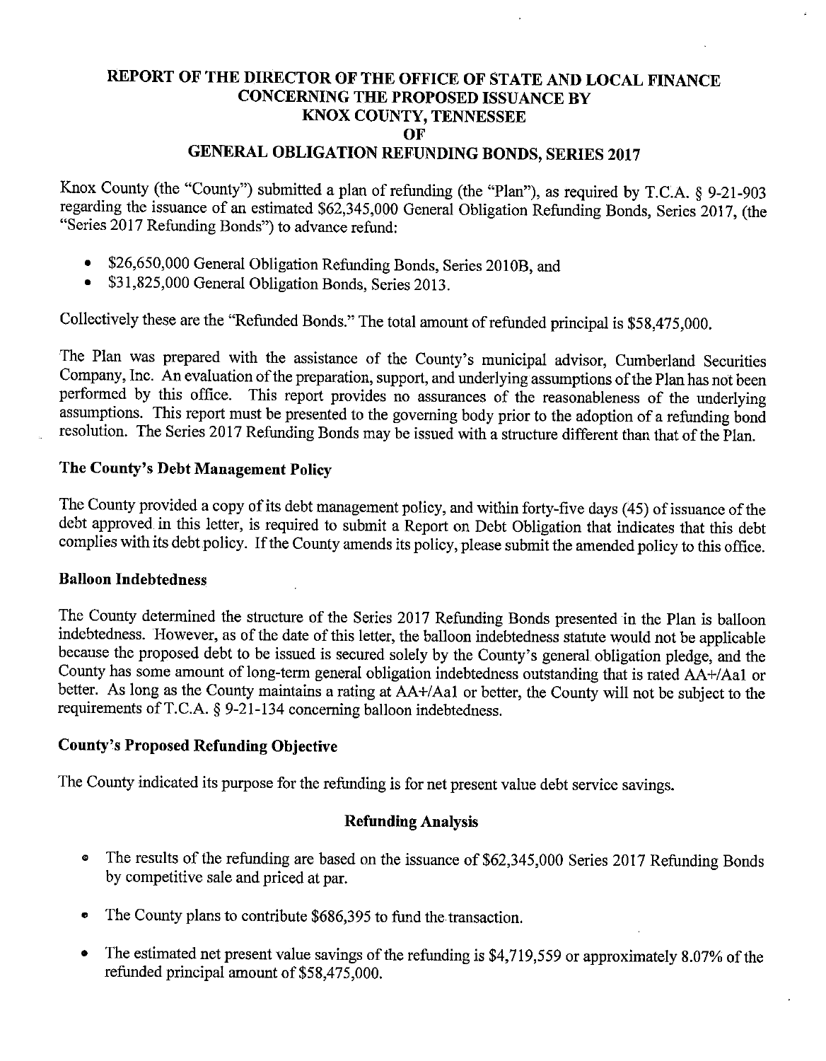# REPORT OF THE DIRECTOR OF THE OFFICE OF STATE AND LOCAL FINANCE CONCERNING THE PROPOSED ISSUANCE BY KNOX COUNTY, TENNESSEE OF GENERAL OBLIGATION REFUNDING BONDS, SERIES 2017

Knox County (the "County") submitted a plan of refunding (the "Plan"), as required by T.C.A. § 9-21-903 regarding the issuance of an estimated $62,345,000 General Obligation Refunding Bonds, Series 2017, (the "Series 2017 Refunding Bonds") to advance refund:

- $26,650,000 General Obligation Refunding Bonds, Series 2010B, and
- $31,825,000 General Obligation Bonds, Series 2013.

Collectively these are the "Refunded Bonds." The total amount of refunded principal is $58,475,000.

The Plan was prepared with the assistance of the County's municipal advisor, Cumberland Securities Company, Inc. An evaluation of the preparation, support, and underlying assumptions of the Plan has not been performed by this office. This report provides no assurances of the reasonableness of the underlying assumptions. This report must be presented to the governing body prior to the adoption of a refunding bond resolution. The Series 2017 Refunding Bonds may be issued with a structure different than that of the Plan.

### The County's Debt Management Policy

The County provided a copy of its debt management policy, and within forty-five days (45) of issuance of the debt approved in this letter, is required to submit a Report on Debt Obligation that indicates that this debt complies with its debt policy. If the County amends its policy, please submit the amended policy to this office.

### Balloon Indebtedness

The County determined the structure of the Series 2017 Refunding Bonds presented in the Plan is balloon indebtedness. However, as of the date of this letter, the balloon indebtedness statute would not be applicable because the proposed debt to be issued is secured solely by the County's general obligation pledge, and the County has some amount of long-term general obligation indebtedness outstanding that is rated AA+/Aa1 or better. As long as the County maintains a rating at AA+/Aa1 or better, the County will not be subject to the requirements of T.C.A. § 9-21-134 concerning balloon indebtedness.

### County's Proposed Refunding Objective

The County indicated its purpose for the refunding is for net present value debt service savings.

## Refunding Analysis

- The results of the refunding are based on the issuance of $62,345,000 Series 2017 Refunding Bonds by competitive sale and priced at par.
- The County plans to contribute $686,395 to fund the transaction.
- The estimated net present value savings of the refunding is $4,719,559 or approximately 8.07% of the refunded principal amount of $58,475,000.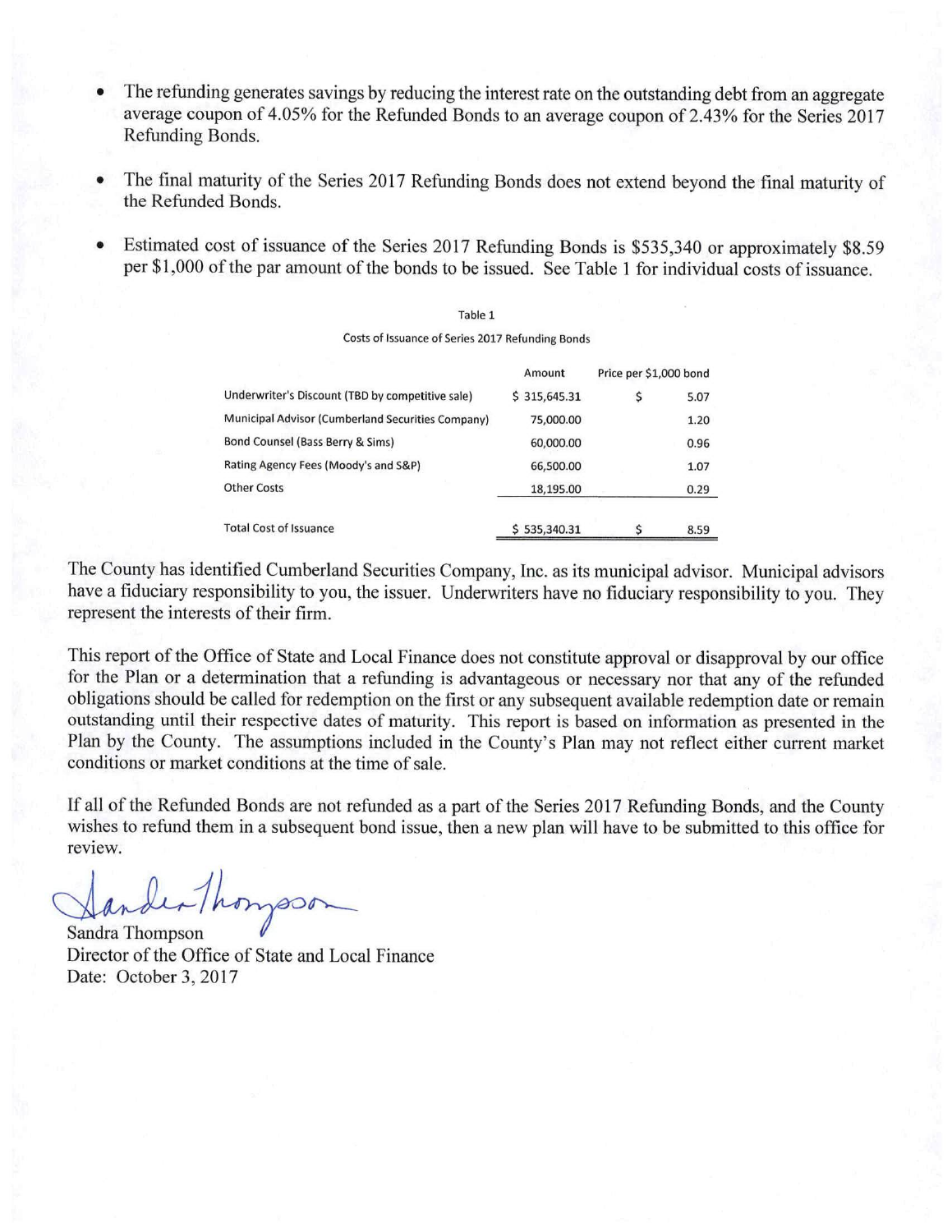- The refunding generates savings by reducing the interest rate on the outstanding debt from an aggregate average coupon of 4.05% for the Refunded Bonds to an average coupon of 2.43% for the Series 2017 Refunding Bonds.
- The final maturity of the Series 2017 Refunding Bonds does not extend beyond the final maturity of the Refunded Bonds.
- Estimated cost of issuance of the Series 2017 Refunding Bonds is $535,340 or approximately $8.59 per $1,000 of the par amount of the bonds to be issued. See Table 1 for individual costs of issuance.

Table 1

Costs of Issuance of Series 2017 Refunding Bonds

| | Amount | Price per $1,000 bond |
|---|---|---|
| Underwriter's Discount (TBD by competitive sale) | $ 315,645.31 | $ 5.07 |
| Municipal Advisor (Cumberland Securities Company) | 75,000.00 | 1.20 |
| Bond Counsel (Bass Berry & Sims) | 60,000.00 | 0.96 |
| Rating Agency Fees (Moody's and S&P) | 66,500.00 | 1.07 |
| Other Costs | 18,195.00 | 0.29 |
| Total Cost of Issuance | $ 535,340.31 | $ 8.59 |

The County has identified Cumberland Securities Company, Inc. as its municipal advisor. Municipal advisors have a fiduciary responsibility to you, the issuer. Underwriters have no fiduciary responsibility to you. They represent the interests of their firm.

This report of the Office of State and Local Finance does not constitute approval or disapproval by our office for the Plan or a determination that a refunding is advantageous or necessary nor that any of the refunded obligations should be called for redemption on the first or any subsequent available redemption date or remain outstanding until their respective dates of maturity. This report is based on information as presented in the Plan by the County. The assumptions included in the County's Plan may not reflect either current market conditions or market conditions at the time of sale.

If all of the Refunded Bonds are not refunded as a part of the Series 2017 Refunding Bonds, and the County wishes to refund them in a subsequent bond issue, then a new plan will have to be submitted to this office for review.

Sandra Thompson
Director of the Office of State and Local Finance
Date: October 3, 2017